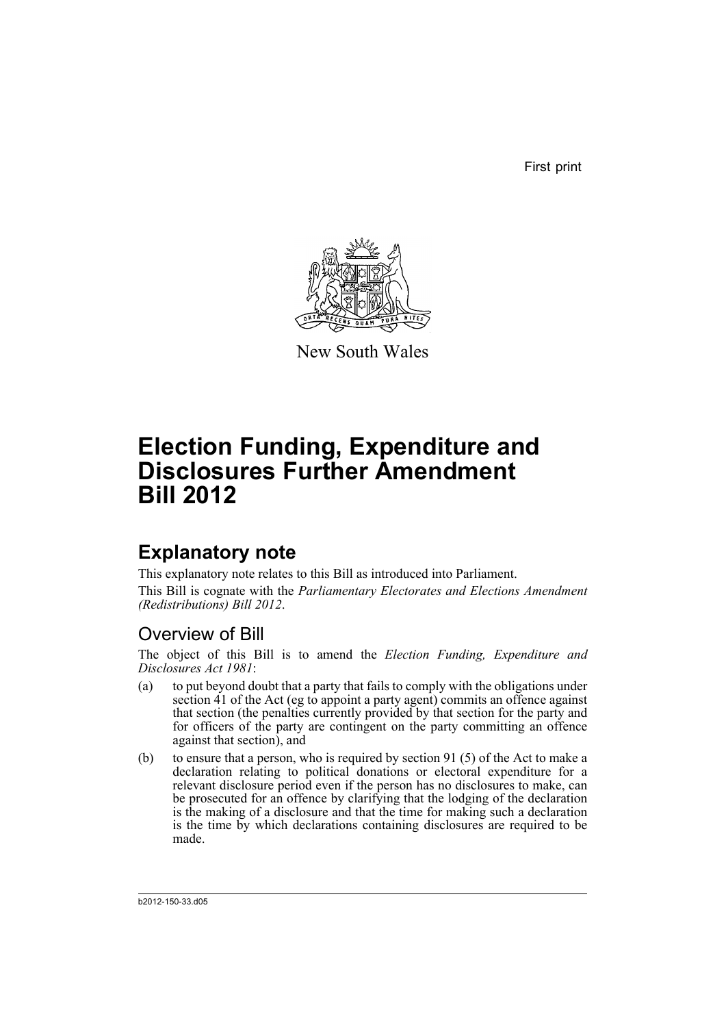First print

New South Wales

# Election Funding, Expenditure and Disclosures Further Amendment Bill 2012

## Explanatory note

This explanatory note relates to this Bill as introduced into Parliament.

This Bill is cognate with the *Parliamentary Electorates and Elections Amendment (Redistributions) Bill 2012*.

### Overview of Bill

The object of this Bill is to amend the *Election Funding, Expenditure and Disclosures Act 1981*:

(a) to put beyond doubt that a party that fails to comply with the obligations under section 41 of the Act (eg to appoint a party agent) commits an offence against that section (the penalties currently provided by that section for the party and for officers of the party are contingent on the party committing an offence against that section), and

(b) to ensure that a person, who is required by section 91 (5) of the Act to make a declaration relating to political donations or electoral expenditure for a relevant disclosure period even if the person has no disclosures to make, can be prosecuted for an offence by clarifying that the lodging of the declaration is the making of a disclosure and that the time for making such a declaration is the time by which declarations containing disclosures are required to be made.

b2012-150-33.d05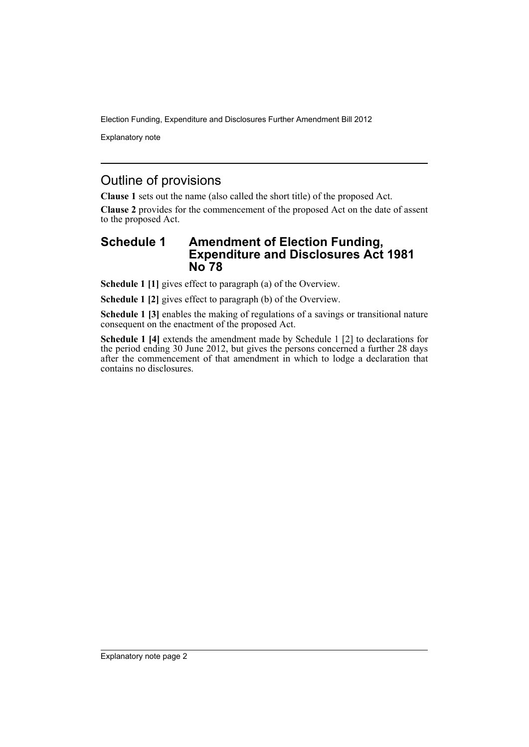## Outline of provisions

**Clause 1** sets out the name (also called the short title) of the proposed Act.

**Clause 2** provides for the commencement of the proposed Act on the date of assent to the proposed Act.

### Schedule 1 Amendment of Election Funding, Expenditure and Disclosures Act 1981 No 78

**Schedule 1 [1]** gives effect to paragraph (a) of the Overview.

**Schedule 1 [2]** gives effect to paragraph (b) of the Overview.

**Schedule 1 [3]** enables the making of regulations of a savings or transitional nature consequent on the enactment of the proposed Act.

**Schedule 1 [4]** extends the amendment made by Schedule 1 [2] to declarations for the period ending 30 June 2012, but gives the persons concerned a further 28 days after the commencement of that amendment in which to lodge a declaration that contains no disclosures.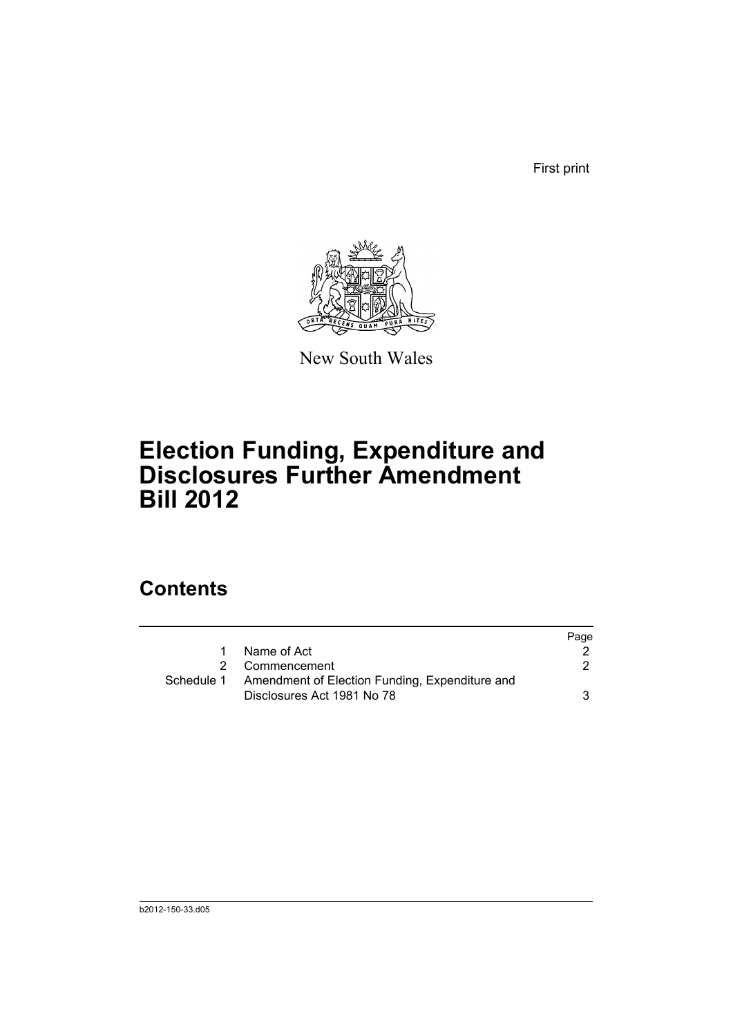First print

New South Wales

# Election Funding, Expenditure and Disclosures Further Amendment Bill 2012

## Contents

| | | Page |
|---|---|---|
| 1 | Name of Act | 2 |
| 2 | Commencement | 2 |
| Schedule 1 | Amendment of Election Funding, Expenditure and Disclosures Act 1981 No 78 | 3 |

b2012-150-33.d05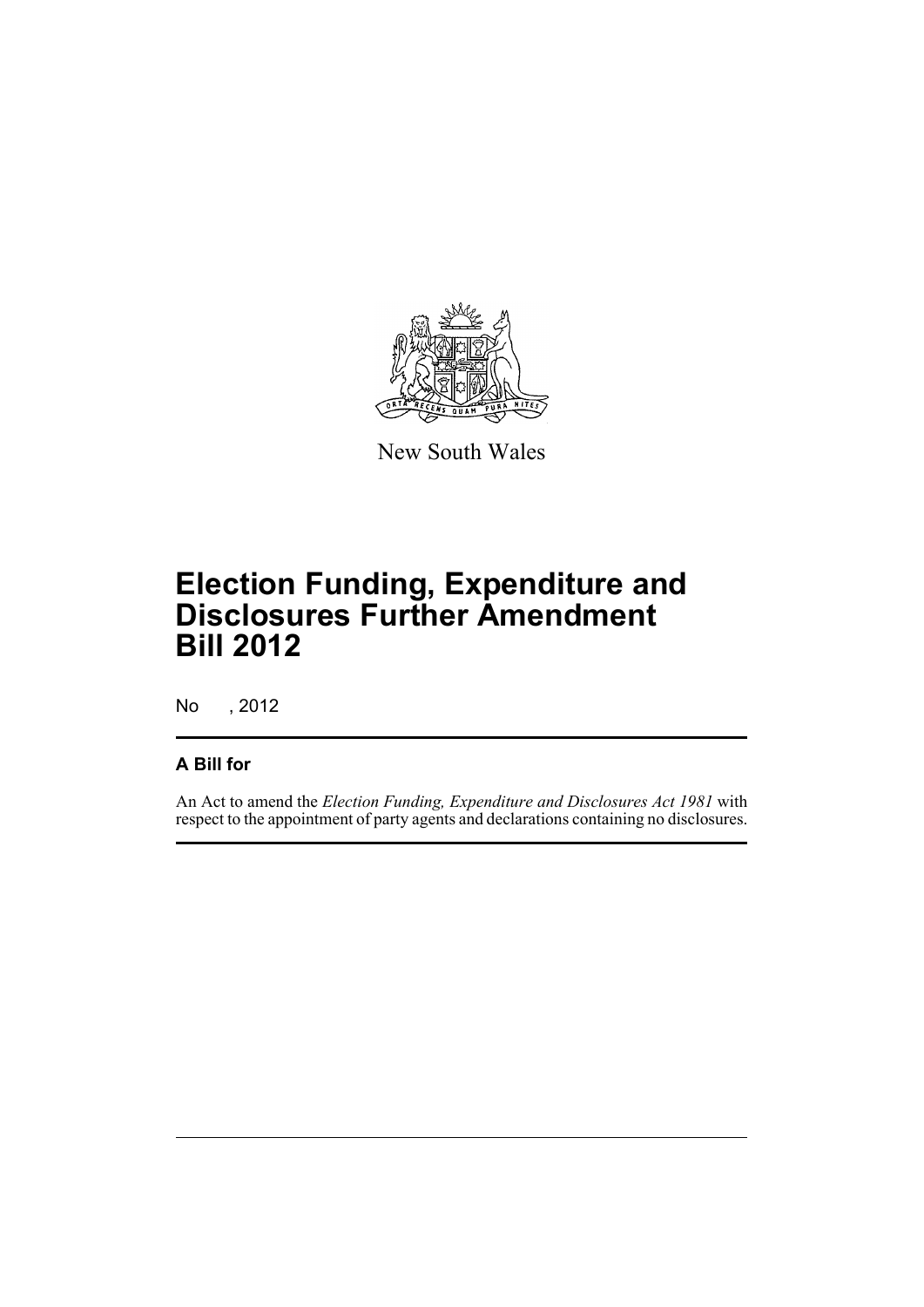New South Wales

# Election Funding, Expenditure and Disclosures Further Amendment Bill 2012

No , 2012

## A Bill for

An Act to amend the *Election Funding, Expenditure and Disclosures Act 1981* with respect to the appointment of party agents and declarations containing no disclosures.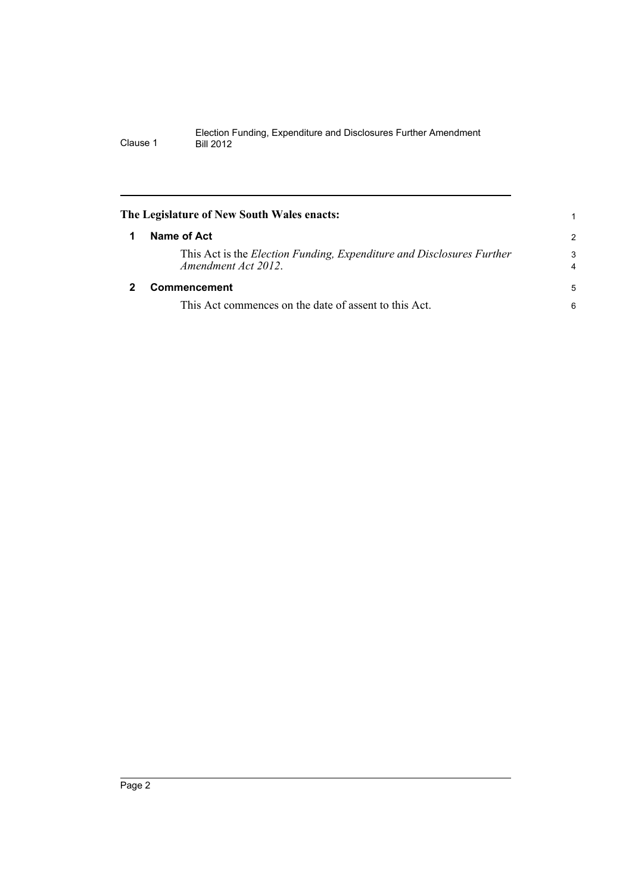**The Legislature of New South Wales enacts:**

## 1 Name of Act

This Act is the *Election Funding, Expenditure and Disclosures Further Amendment Act 2012*.

## 2 Commencement

This Act commences on the date of assent to this Act.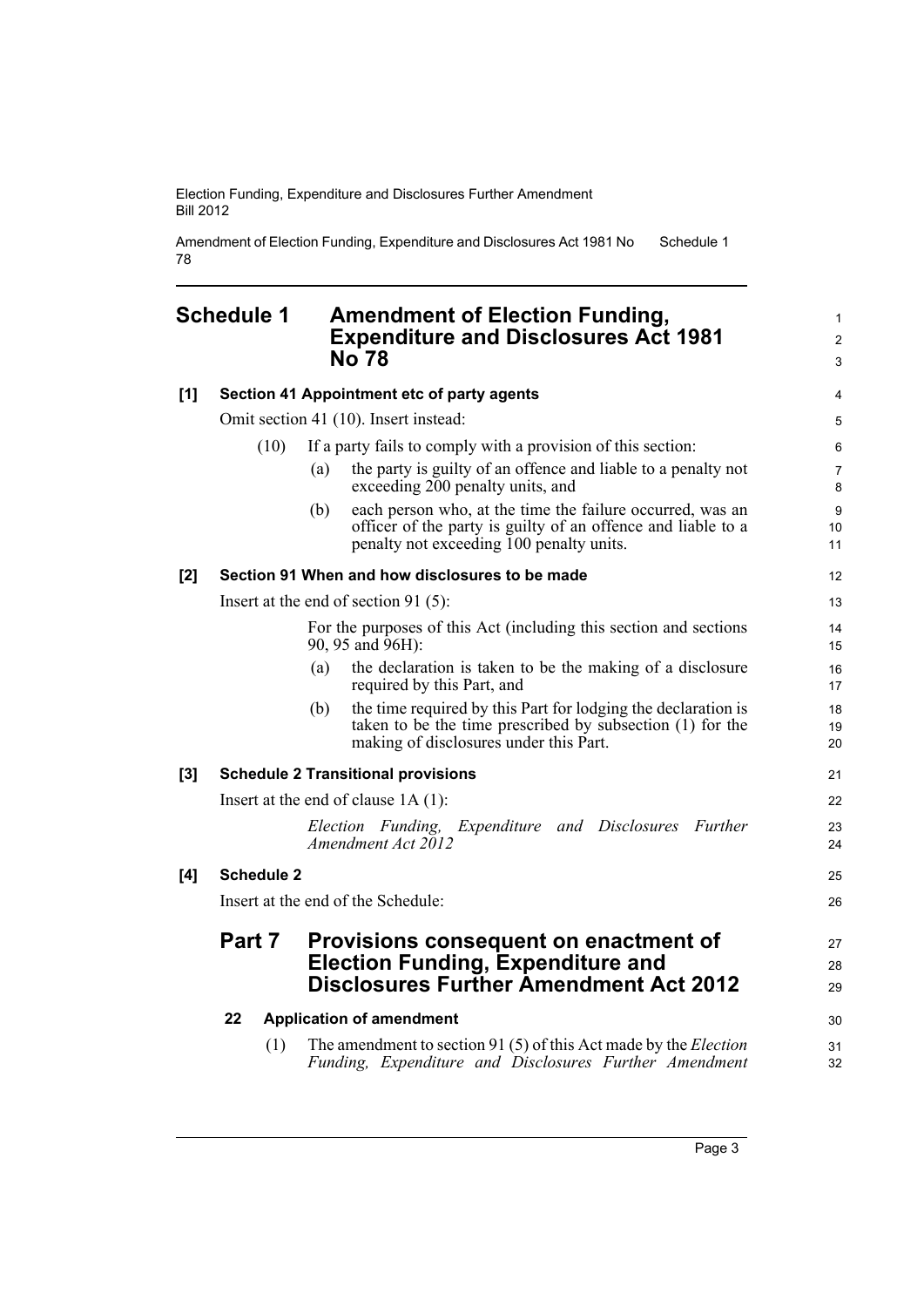# Schedule 1 Amendment of Election Funding, Expenditure and Disclosures Act 1981 No 78

**[1] Section 41 Appointment etc of party agents**

Omit section 41 (10). Insert instead:

(10) If a party fails to comply with a provision of this section:

(a) the party is guilty of an offence and liable to a penalty not exceeding 200 penalty units, and

(b) each person who, at the time the failure occurred, was an officer of the party is guilty of an offence and liable to a penalty not exceeding 100 penalty units.

**[2] Section 91 When and how disclosures to be made**

Insert at the end of section 91 (5):

For the purposes of this Act (including this section and sections 90, 95 and 96H):

(a) the declaration is taken to be the making of a disclosure required by this Part, and

(b) the time required by this Part for lodging the declaration is taken to be the time prescribed by subsection (1) for the making of disclosures under this Part.

**[3] Schedule 2 Transitional provisions**

Insert at the end of clause 1A (1):

*Election Funding, Expenditure and Disclosures Further Amendment Act 2012*

**[4] Schedule 2**

Insert at the end of the Schedule:

## Part 7 Provisions consequent on enactment of Election Funding, Expenditure and Disclosures Further Amendment Act 2012

**22 Application of amendment**

(1) The amendment to section 91 (5) of this Act made by the *Election Funding, Expenditure and Disclosures Further Amendment*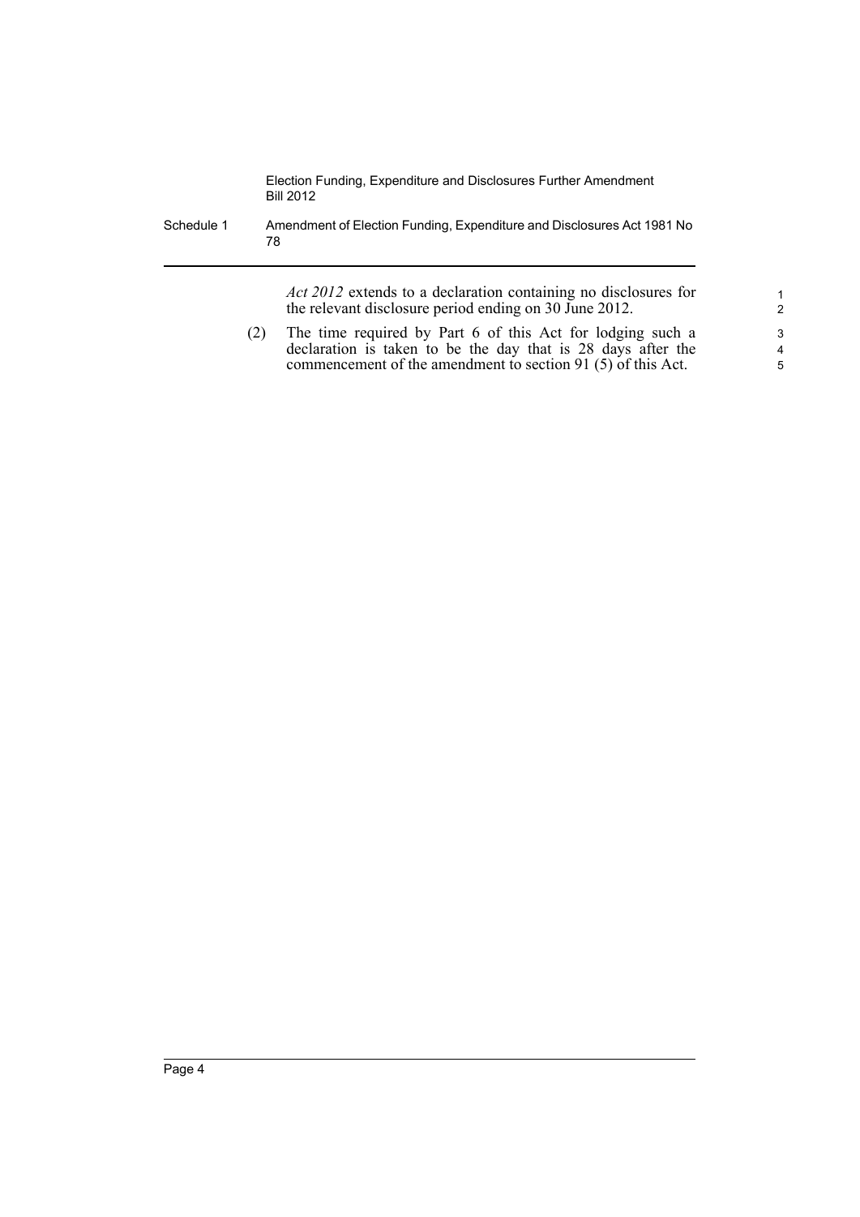*Act 2012* extends to a declaration containing no disclosures for the relevant disclosure period ending on 30 June 2012.

(2) The time required by Part 6 of this Act for lodging such a declaration is taken to be the day that is 28 days after the commencement of the amendment to section 91 (5) of this Act.